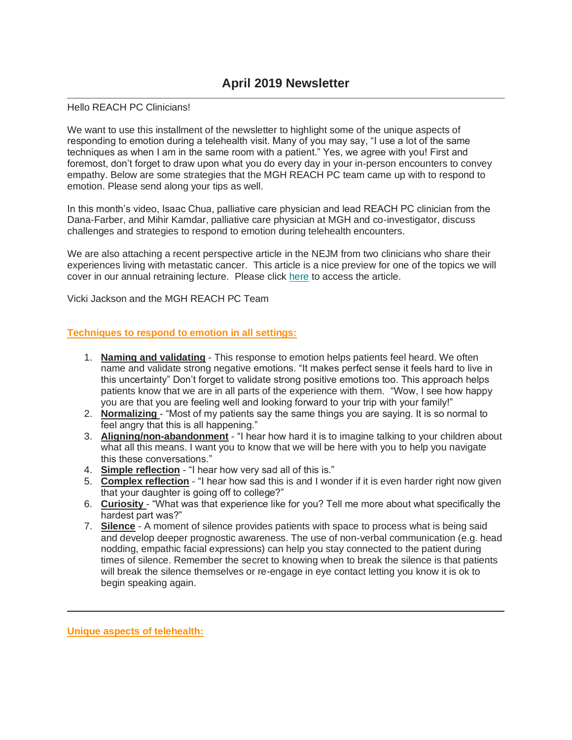# April 2019 Newsletter

---

Hello REACH PC Clinicians!

We want to use this installment of the newsletter to highlight some of the unique aspects of responding to emotion during a telehealth visit. Many of you may say, "I use a lot of the same techniques as when I am in the same room with a patient." Yes, we agree with you! First and foremost, don't forget to draw upon what you do every day in your in-person encounters to convey empathy. Below are some strategies that the MGH REACH PC team came up with to respond to emotion. Please send along your tips as well.

In this month's video, Isaac Chua, palliative care physician and lead REACH PC clinician from the Dana-Farber, and Mihir Kamdar, palliative care physician at MGH and co-investigator, discuss challenges and strategies to respond to emotion during telehealth encounters.

We are also attaching a recent perspective article in the NEJM from two clinicians who share their experiences living with metastatic cancer. This article is a nice preview for one of the topics we will cover in our annual retraining lecture. Please click here to access the article.

Vicki Jackson and the MGH REACH PC Team

## Techniques to respond to emotion in all settings:

1. **Naming and validating** - This response to emotion helps patients feel heard. We often name and validate strong negative emotions. "It makes perfect sense it feels hard to live in this uncertainty" Don't forget to validate strong positive emotions too. This approach helps patients know that we are in all parts of the experience with them. "Wow, I see how happy you are that you are feeling well and looking forward to your trip with your family!"
2. **Normalizing** - "Most of my patients say the same things you are saying. It is so normal to feel angry that this is all happening."
3. **Aligning/non-abandonment** - "I hear how hard it is to imagine talking to your children about what all this means. I want you to know that we will be here with you to help you navigate this these conversations."
4. **Simple reflection** - "I hear how very sad all of this is."
5. **Complex reflection** - "I hear how sad this is and I wonder if it is even harder right now given that your daughter is going off to college?"
6. **Curiosity** - "What was that experience like for you? Tell me more about what specifically the hardest part was?"
7. **Silence** - A moment of silence provides patients with space to process what is being said and develop deeper prognostic awareness. The use of non-verbal communication (e.g. head nodding, empathic facial expressions) can help you stay connected to the patient during times of silence. Remember the secret to knowing when to break the silence is that patients will break the silence themselves or re-engage in eye contact letting you know it is ok to begin speaking again.

---

## Unique aspects of telehealth: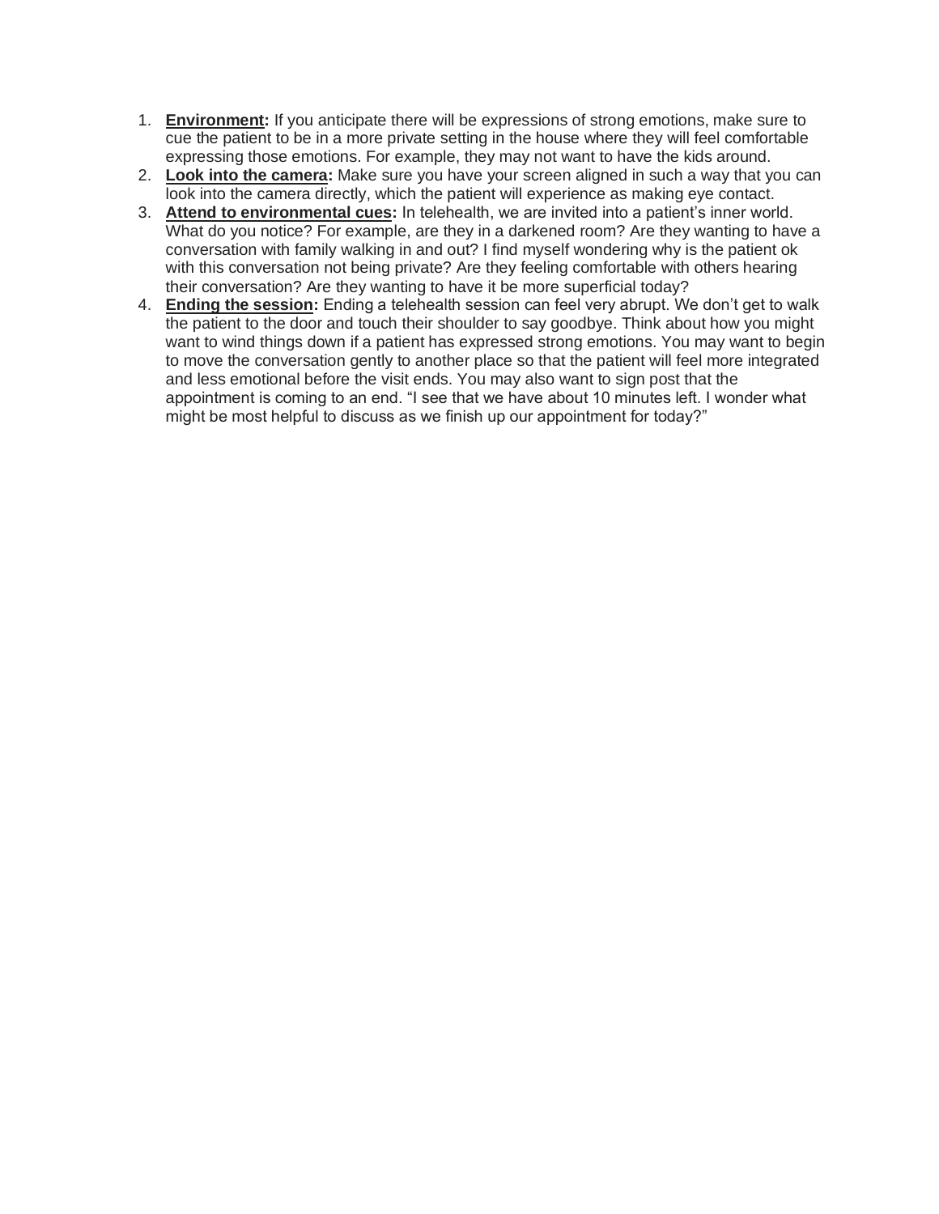1. **Environment:** If you anticipate there will be expressions of strong emotions, make sure to cue the patient to be in a more private setting in the house where they will feel comfortable expressing those emotions. For example, they may not want to have the kids around.
2. **Look into the camera:** Make sure you have your screen aligned in such a way that you can look into the camera directly, which the patient will experience as making eye contact.
3. **Attend to environmental cues:** In telehealth, we are invited into a patient's inner world. What do you notice? For example, are they in a darkened room? Are they wanting to have a conversation with family walking in and out? I find myself wondering why is the patient ok with this conversation not being private? Are they feeling comfortable with others hearing their conversation? Are they wanting to have it be more superficial today?
4. **Ending the session:** Ending a telehealth session can feel very abrupt. We don't get to walk the patient to the door and touch their shoulder to say goodbye. Think about how you might want to wind things down if a patient has expressed strong emotions. You may want to begin to move the conversation gently to another place so that the patient will feel more integrated and less emotional before the visit ends. You may also want to sign post that the appointment is coming to an end. "I see that we have about 10 minutes left. I wonder what might be most helpful to discuss as we finish up our appointment for today?"